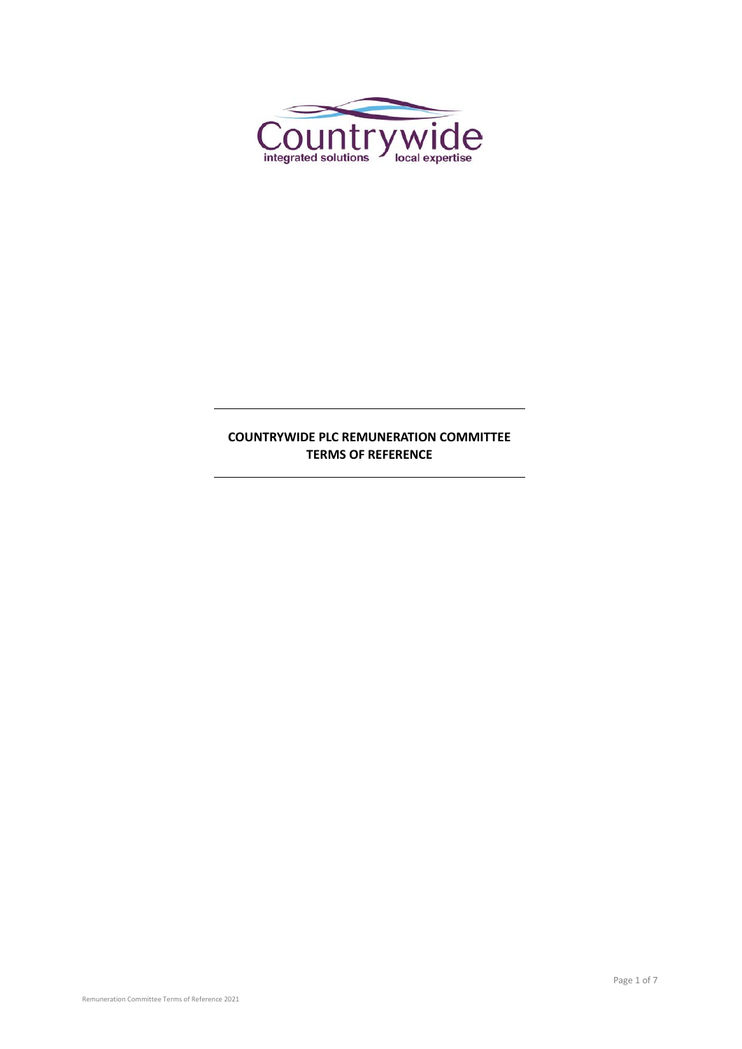# COUNTRYWIDE PLC REMUNERATION COMMITTEE TERMS OF REFERENCE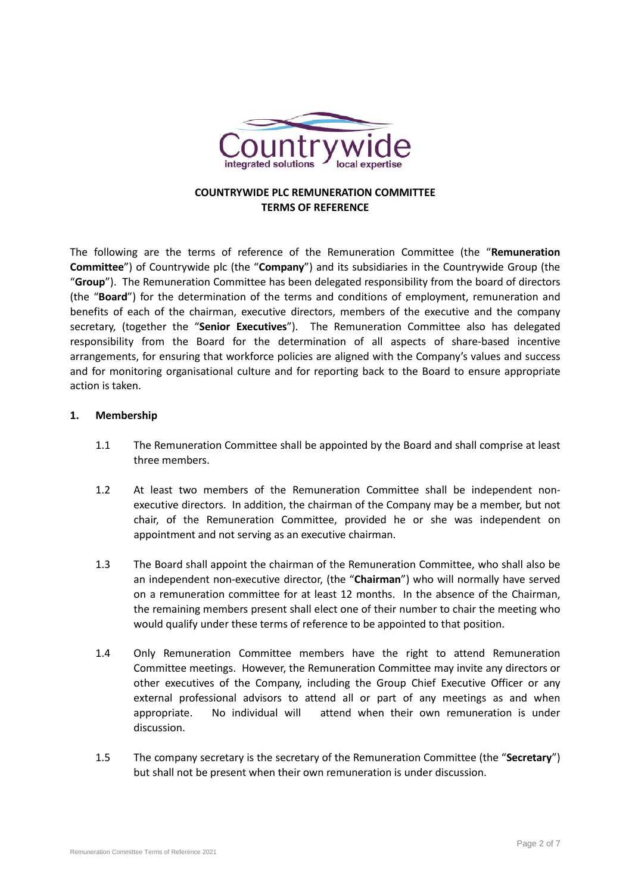## COUNTRYWIDE PLC REMUNERATION COMMITTEE TERMS OF REFERENCE

The following are the terms of reference of the Remuneration Committee (the "**Remuneration Committee**") of Countrywide plc (the "**Company**") and its subsidiaries in the Countrywide Group (the "**Group**"). The Remuneration Committee has been delegated responsibility from the board of directors (the "**Board**") for the determination of the terms and conditions of employment, remuneration and benefits of each of the chairman, executive directors, members of the executive and the company secretary, (together the "**Senior Executives**"). The Remuneration Committee also has delegated responsibility from the Board for the determination of all aspects of share-based incentive arrangements, for ensuring that workforce policies are aligned with the Company's values and success and for monitoring organisational culture and for reporting back to the Board to ensure appropriate action is taken.

**1. Membership**

1.1 The Remuneration Committee shall be appointed by the Board and shall comprise at least three members.

1.2 At least two members of the Remuneration Committee shall be independent non-executive directors. In addition, the chairman of the Company may be a member, but not chair, of the Remuneration Committee, provided he or she was independent on appointment and not serving as an executive chairman.

1.3 The Board shall appoint the chairman of the Remuneration Committee, who shall also be an independent non-executive director, (the "**Chairman**") who will normally have served on a remuneration committee for at least 12 months. In the absence of the Chairman, the remaining members present shall elect one of their number to chair the meeting who would qualify under these terms of reference to be appointed to that position.

1.4 Only Remuneration Committee members have the right to attend Remuneration Committee meetings. However, the Remuneration Committee may invite any directors or other executives of the Company, including the Group Chief Executive Officer or any external professional advisors to attend all or part of any meetings as and when appropriate. No individual will attend when their own remuneration is under discussion.

1.5 The company secretary is the secretary of the Remuneration Committee (the "**Secretary**") but shall not be present when their own remuneration is under discussion.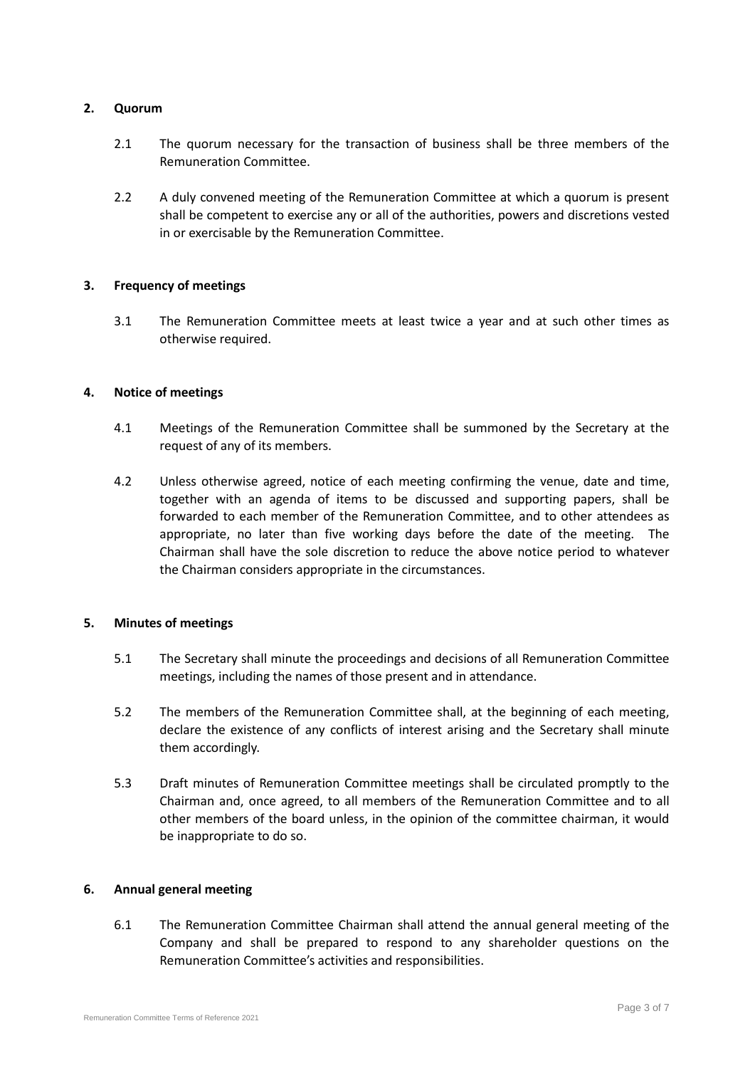**2. Quorum**

2.1 The quorum necessary for the transaction of business shall be three members of the Remuneration Committee.

2.2 A duly convened meeting of the Remuneration Committee at which a quorum is present shall be competent to exercise any or all of the authorities, powers and discretions vested in or exercisable by the Remuneration Committee.

**3. Frequency of meetings**

3.1 The Remuneration Committee meets at least twice a year and at such other times as otherwise required.

**4. Notice of meetings**

4.1 Meetings of the Remuneration Committee shall be summoned by the Secretary at the request of any of its members.

4.2 Unless otherwise agreed, notice of each meeting confirming the venue, date and time, together with an agenda of items to be discussed and supporting papers, shall be forwarded to each member of the Remuneration Committee, and to other attendees as appropriate, no later than five working days before the date of the meeting. The Chairman shall have the sole discretion to reduce the above notice period to whatever the Chairman considers appropriate in the circumstances.

**5. Minutes of meetings**

5.1 The Secretary shall minute the proceedings and decisions of all Remuneration Committee meetings, including the names of those present and in attendance.

5.2 The members of the Remuneration Committee shall, at the beginning of each meeting, declare the existence of any conflicts of interest arising and the Secretary shall minute them accordingly.

5.3 Draft minutes of Remuneration Committee meetings shall be circulated promptly to the Chairman and, once agreed, to all members of the Remuneration Committee and to all other members of the board unless, in the opinion of the committee chairman, it would be inappropriate to do so.

**6. Annual general meeting**

6.1 The Remuneration Committee Chairman shall attend the annual general meeting of the Company and shall be prepared to respond to any shareholder questions on the Remuneration Committee's activities and responsibilities.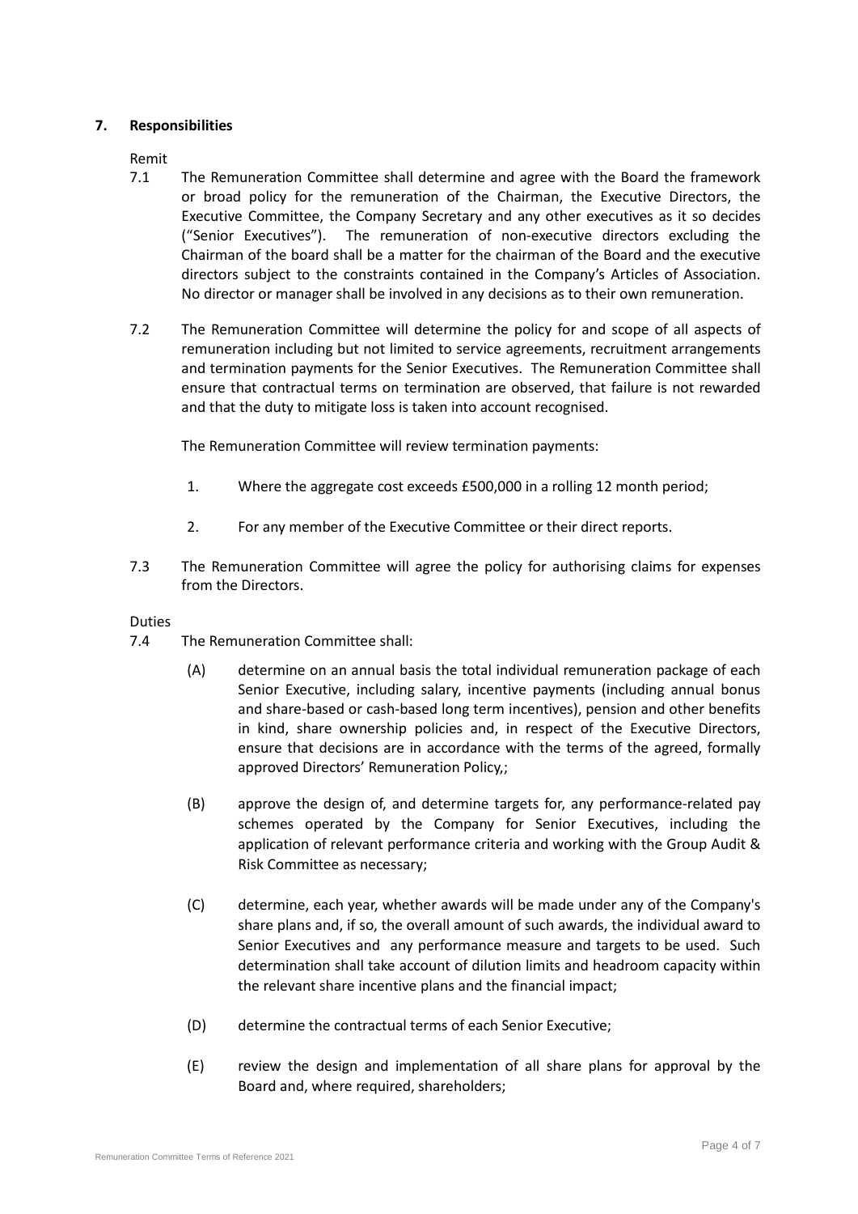## 7. Responsibilities

Remit

7.1 The Remuneration Committee shall determine and agree with the Board the framework or broad policy for the remuneration of the Chairman, the Executive Directors, the Executive Committee, the Company Secretary and any other executives as it so decides ("Senior Executives"). The remuneration of non-executive directors excluding the Chairman of the board shall be a matter for the chairman of the Board and the executive directors subject to the constraints contained in the Company's Articles of Association. No director or manager shall be involved in any decisions as to their own remuneration.

7.2 The Remuneration Committee will determine the policy for and scope of all aspects of remuneration including but not limited to service agreements, recruitment arrangements and termination payments for the Senior Executives. The Remuneration Committee shall ensure that contractual terms on termination are observed, that failure is not rewarded and that the duty to mitigate loss is taken into account recognised.

The Remuneration Committee will review termination payments:

1. Where the aggregate cost exceeds £500,000 in a rolling 12 month period;
2. For any member of the Executive Committee or their direct reports.

7.3 The Remuneration Committee will agree the policy for authorising claims for expenses from the Directors.

Duties

7.4 The Remuneration Committee shall:

(A) determine on an annual basis the total individual remuneration package of each Senior Executive, including salary, incentive payments (including annual bonus and share-based or cash-based long term incentives), pension and other benefits in kind, share ownership policies and, in respect of the Executive Directors, ensure that decisions are in accordance with the terms of the agreed, formally approved Directors' Remuneration Policy,;

(B) approve the design of, and determine targets for, any performance-related pay schemes operated by the Company for Senior Executives, including the application of relevant performance criteria and working with the Group Audit & Risk Committee as necessary;

(C) determine, each year, whether awards will be made under any of the Company's share plans and, if so, the overall amount of such awards, the individual award to Senior Executives and any performance measure and targets to be used. Such determination shall take account of dilution limits and headroom capacity within the relevant share incentive plans and the financial impact;

(D) determine the contractual terms of each Senior Executive;

(E) review the design and implementation of all share plans for approval by the Board and, where required, shareholders;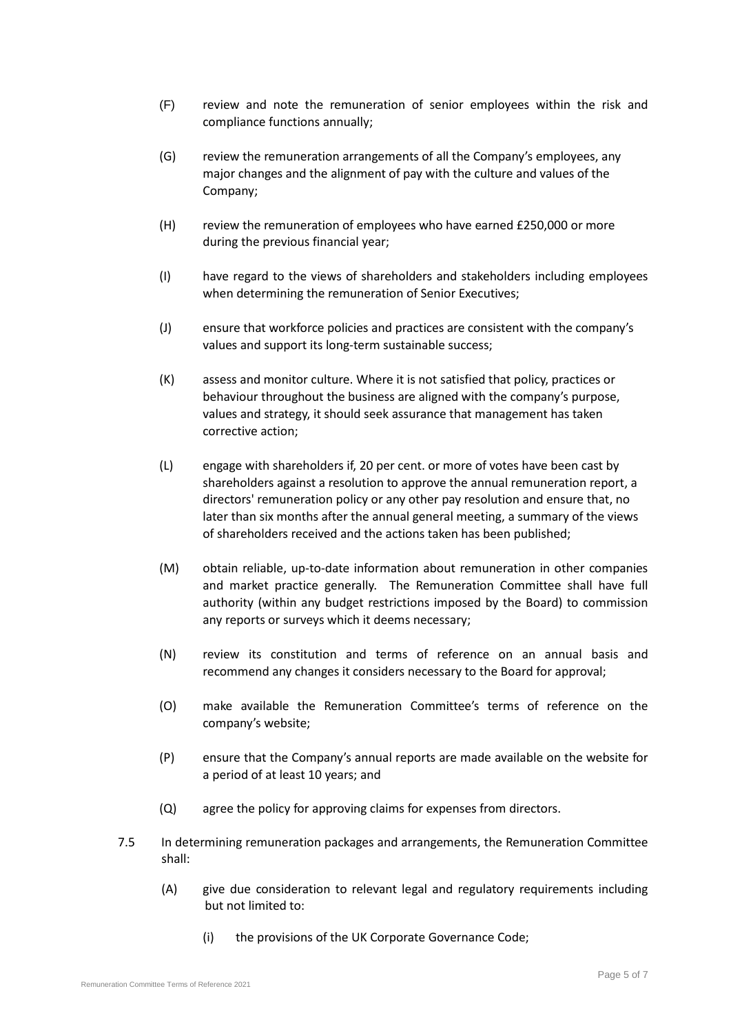- (F) review and note the remuneration of senior employees within the risk and compliance functions annually;
- (G) review the remuneration arrangements of all the Company's employees, any major changes and the alignment of pay with the culture and values of the Company;
- (H) review the remuneration of employees who have earned £250,000 or more during the previous financial year;
- (I) have regard to the views of shareholders and stakeholders including employees when determining the remuneration of Senior Executives;
- (J) ensure that workforce policies and practices are consistent with the company's values and support its long-term sustainable success;
- (K) assess and monitor culture. Where it is not satisfied that policy, practices or behaviour throughout the business are aligned with the company's purpose, values and strategy, it should seek assurance that management has taken corrective action;
- (L) engage with shareholders if, 20 per cent. or more of votes have been cast by shareholders against a resolution to approve the annual remuneration report, a directors' remuneration policy or any other pay resolution and ensure that, no later than six months after the annual general meeting, a summary of the views of shareholders received and the actions taken has been published;
- (M) obtain reliable, up-to-date information about remuneration in other companies and market practice generally. The Remuneration Committee shall have full authority (within any budget restrictions imposed by the Board) to commission any reports or surveys which it deems necessary;
- (N) review its constitution and terms of reference on an annual basis and recommend any changes it considers necessary to the Board for approval;
- (O) make available the Remuneration Committee's terms of reference on the company's website;
- (P) ensure that the Company's annual reports are made available on the website for a period of at least 10 years; and
- (Q) agree the policy for approving claims for expenses from directors.

7.5 In determining remuneration packages and arrangements, the Remuneration Committee shall:

- (A) give due consideration to relevant legal and regulatory requirements including but not limited to:
  - (i) the provisions of the UK Corporate Governance Code;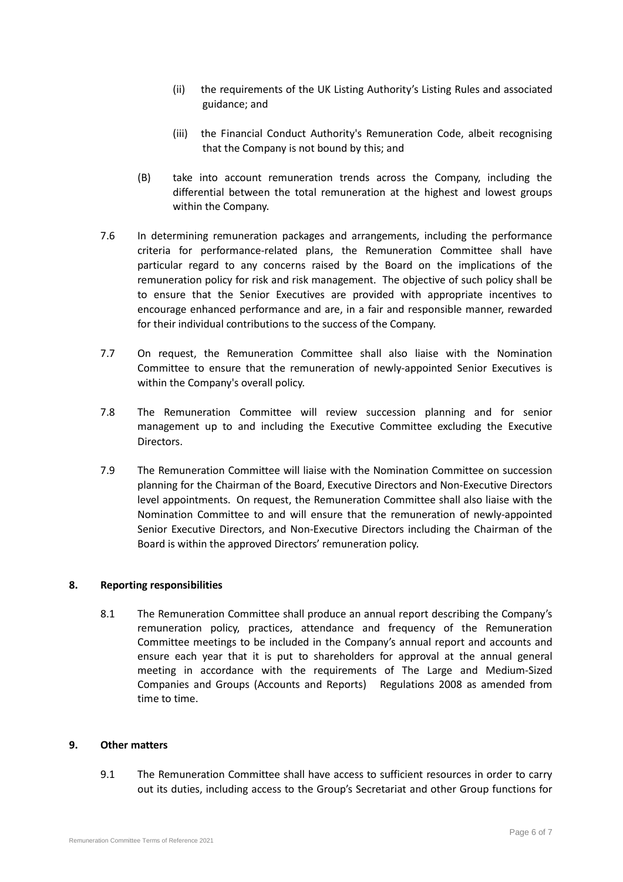(ii) the requirements of the UK Listing Authority's Listing Rules and associated guidance; and

(iii) the Financial Conduct Authority's Remuneration Code, albeit recognising that the Company is not bound by this; and

(B) take into account remuneration trends across the Company, including the differential between the total remuneration at the highest and lowest groups within the Company.

7.6 In determining remuneration packages and arrangements, including the performance criteria for performance-related plans, the Remuneration Committee shall have particular regard to any concerns raised by the Board on the implications of the remuneration policy for risk and risk management. The objective of such policy shall be to ensure that the Senior Executives are provided with appropriate incentives to encourage enhanced performance and are, in a fair and responsible manner, rewarded for their individual contributions to the success of the Company.

7.7 On request, the Remuneration Committee shall also liaise with the Nomination Committee to ensure that the remuneration of newly-appointed Senior Executives is within the Company's overall policy.

7.8 The Remuneration Committee will review succession planning and for senior management up to and including the Executive Committee excluding the Executive Directors.

7.9 The Remuneration Committee will liaise with the Nomination Committee on succession planning for the Chairman of the Board, Executive Directors and Non-Executive Directors level appointments. On request, the Remuneration Committee shall also liaise with the Nomination Committee to and will ensure that the remuneration of newly-appointed Senior Executive Directors, and Non-Executive Directors including the Chairman of the Board is within the approved Directors' remuneration policy.

## 8. Reporting responsibilities

8.1 The Remuneration Committee shall produce an annual report describing the Company's remuneration policy, practices, attendance and frequency of the Remuneration Committee meetings to be included in the Company's annual report and accounts and ensure each year that it is put to shareholders for approval at the annual general meeting in accordance with the requirements of The Large and Medium-Sized Companies and Groups (Accounts and Reports) Regulations 2008 as amended from time to time.

## 9. Other matters

9.1 The Remuneration Committee shall have access to sufficient resources in order to carry out its duties, including access to the Group's Secretariat and other Group functions for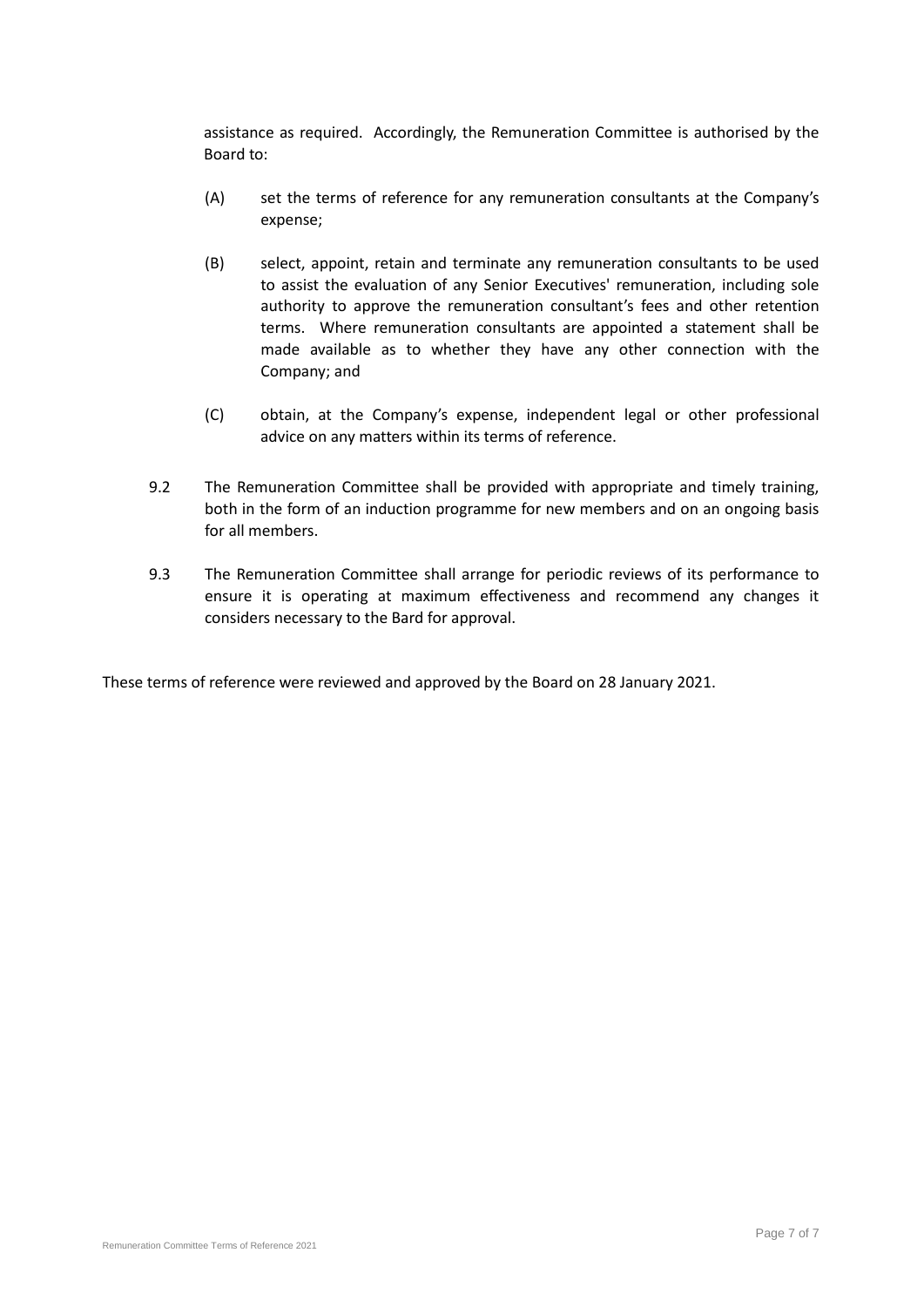assistance as required. Accordingly, the Remuneration Committee is authorised by the Board to:

(A) set the terms of reference for any remuneration consultants at the Company's expense;

(B) select, appoint, retain and terminate any remuneration consultants to be used to assist the evaluation of any Senior Executives' remuneration, including sole authority to approve the remuneration consultant's fees and other retention terms. Where remuneration consultants are appointed a statement shall be made available as to whether they have any other connection with the Company; and

(C) obtain, at the Company's expense, independent legal or other professional advice on any matters within its terms of reference.

9.2 The Remuneration Committee shall be provided with appropriate and timely training, both in the form of an induction programme for new members and on an ongoing basis for all members.

9.3 The Remuneration Committee shall arrange for periodic reviews of its performance to ensure it is operating at maximum effectiveness and recommend any changes it considers necessary to the Bard for approval.

These terms of reference were reviewed and approved by the Board on 28 January 2021.